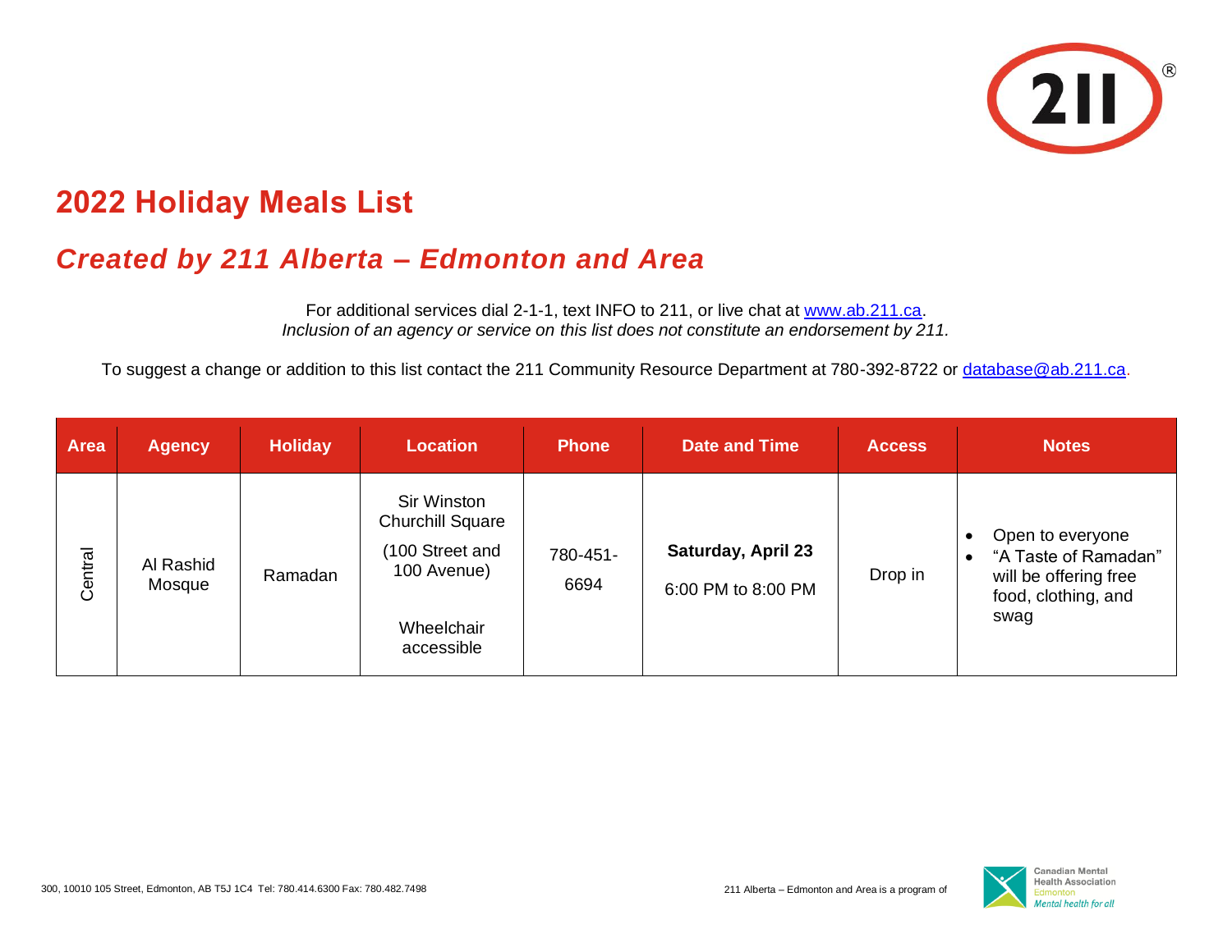# 2022 Holiday Meals List

## *Created by 211 Alberta – Edmonton and Area*

For additional services dial 2-1-1, text INFO to 211, or live chat at www.ab.211.ca.
*Inclusion of an agency or service on this list does not constitute an endorsement by 211.*

To suggest a change or addition to this list contact the 211 Community Resource Department at 780-392-8722 or database@ab.211.ca.

| Area | Agency | Holiday | Location | Phone | Date and Time | Access | Notes |
|---|---|---|---|---|---|---|---|
| Central | Al Rashid Mosque | Ramadan | Sir Winston Churchill Square (100 Street and 100 Avenue) Wheelchair accessible | 780-451-6694 | **Saturday, April 23** 6:00 PM to 8:00 PM | Drop in | • Open to everyone • "A Taste of Ramadan" will be offering free food, clothing, and swag |

300, 10010 105 Street, Edmonton, AB T5J 1C4 Tel: 780.414.6300 Fax: 780.482.7498

211 Alberta – Edmonton and Area is a program of Canadian Mental Health Association Edmonton *Mental health for all*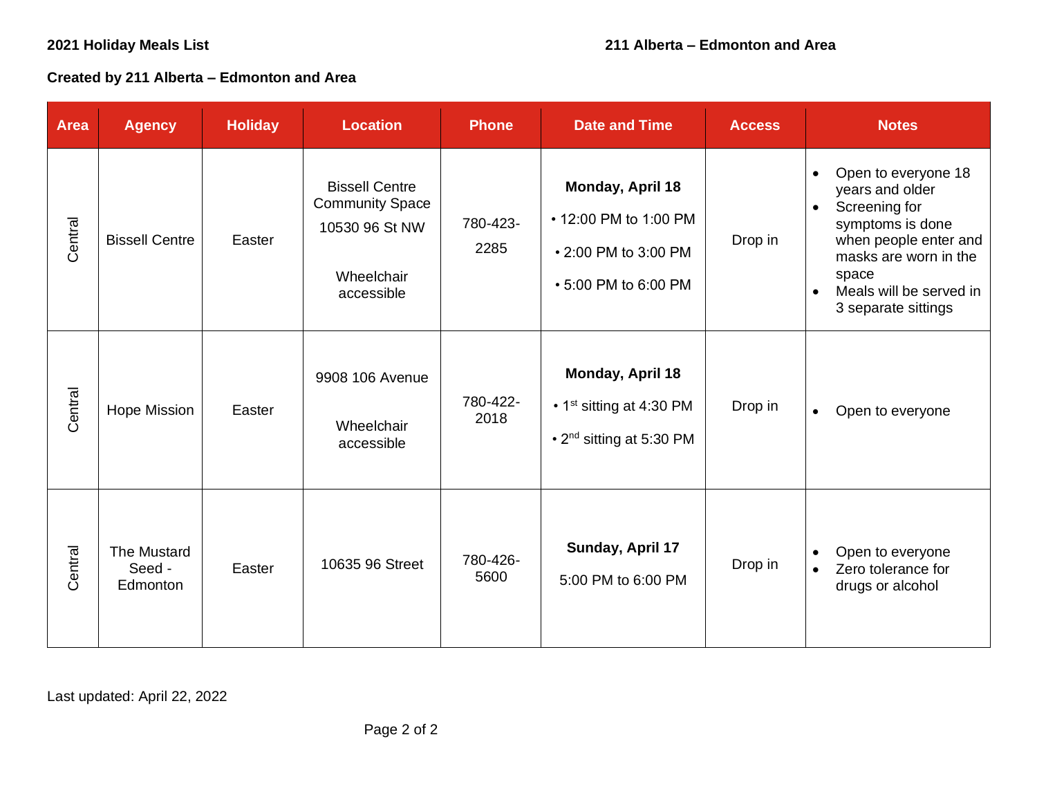**2021 Holiday Meals List**

**Created by 211 Alberta – Edmonton and Area**

| Area | Agency | Holiday | Location | Phone | Date and Time | Access | Notes |
|---|---|---|---|---|---|---|---|
| Central | Bissell Centre | Easter | Bissell Centre Community Space<br>10530 96 St NW<br><br>Wheelchair accessible | 780-423-2285 | **Monday, April 18**<br>• 12:00 PM to 1:00 PM<br>• 2:00 PM to 3:00 PM<br>• 5:00 PM to 6:00 PM | Drop in | • Open to everyone 18 years and older<br>• Screening for symptoms is done when people enter and masks are worn in the space<br>• Meals will be served in 3 separate sittings |
| Central | Hope Mission | Easter | 9908 106 Avenue<br><br>Wheelchair accessible | 780-422-2018 | **Monday, April 18**<br>• 1st sitting at 4:30 PM<br>• 2nd sitting at 5:30 PM | Drop in | • Open to everyone |
| Central | The Mustard Seed - Edmonton | Easter | 10635 96 Street | 780-426-5600 | **Sunday, April 17**<br>5:00 PM to 6:00 PM | Drop in | • Open to everyone<br>• Zero tolerance for drugs or alcohol |

Last updated: April 22, 2022